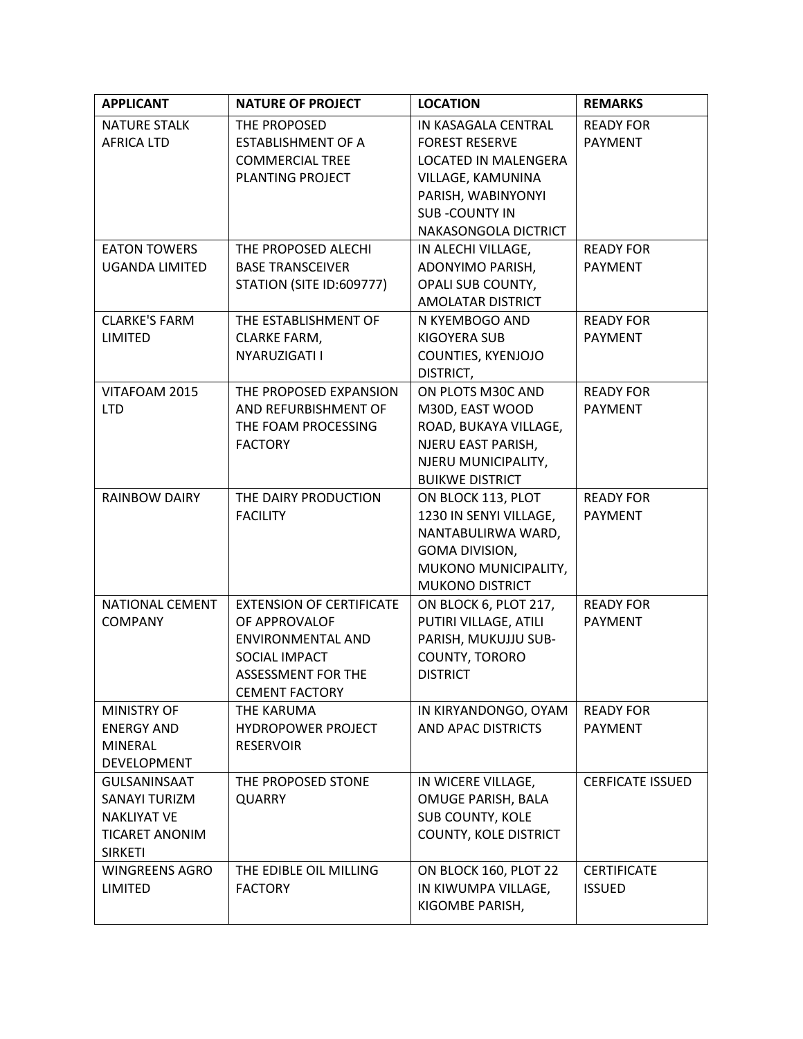| APPLICANT | NATURE OF PROJECT | LOCATION | REMARKS |
| --- | --- | --- | --- |
| NATURE STALK AFRICA LTD | THE PROPOSED ESTABLISHMENT OF A COMMERCIAL TREE PLANTING PROJECT | IN KASAGALA CENTRAL FOREST RESERVE LOCATED IN MALENGERA VILLAGE, KAMUNINA PARISH, WABINYONYI SUB -COUNTY IN NAKASONGOLA DICTRICT | READY FOR PAYMENT |
| EATON TOWERS UGANDA LIMITED | THE PROPOSED ALECHI BASE TRANSCEIVER STATION (SITE ID:609777) | IN ALECHI VILLAGE, ADONYIMO PARISH, OPALI SUB COUNTY, AMOLATAR DISTRICT | READY FOR PAYMENT |
| CLARKE'S FARM LIMITED | THE ESTABLISHMENT OF CLARKE FARM, NYARUZIGATI I | N KYEMBOGO AND KIGOYERA SUB COUNTIES, KYENJOJO DISTRICT, | READY FOR PAYMENT |
| VITAFOAM 2015 LTD | THE PROPOSED EXPANSION AND REFURBISHMENT OF THE FOAM PROCESSING FACTORY | ON PLOTS M30C AND M30D, EAST WOOD ROAD, BUKAYA VILLAGE, NJERU EAST PARISH, NJERU MUNICIPALITY, BUIKWE DISTRICT | READY FOR PAYMENT |
| RAINBOW DAIRY | THE DAIRY PRODUCTION FACILITY | ON BLOCK 113, PLOT 1230 IN SENYI VILLAGE, NANTABULIRWA WARD, GOMA DIVISION, MUKONO MUNICIPALITY, MUKONO DISTRICT | READY FOR PAYMENT |
| NATIONAL CEMENT COMPANY | EXTENSION OF CERTIFICATE OF APPROVALOF ENVIRONMENTAL AND SOCIAL IMPACT ASSESSMENT FOR THE CEMENT FACTORY | ON BLOCK 6, PLOT 217, PUTIRI VILLAGE, ATILI PARISH, MUKUJJU SUB-COUNTY, TORORO DISTRICT | READY FOR PAYMENT |
| MINISTRY OF ENERGY AND MINERAL DEVELOPMENT | THE KARUMA HYDROPOWER PROJECT RESERVOIR | IN KIRYANDONGO, OYAM AND APAC DISTRICTS | READY FOR PAYMENT |
| GULSANINSAAT SANAYI TURIZM NAKLIYAT VE TICARET ANONIM SIRKETI | THE PROPOSED STONE QUARRY | IN WICERE VILLAGE, OMUGE PARISH, BALA SUB COUNTY, KOLE COUNTY, KOLE DISTRICT | CERFICATE ISSUED |
| WINGREENS AGRO LIMITED | THE EDIBLE OIL MILLING FACTORY | ON BLOCK 160, PLOT 22 IN KIWUMPA VILLAGE, KIGOMBE PARISH, | CERTIFICATE ISSUED |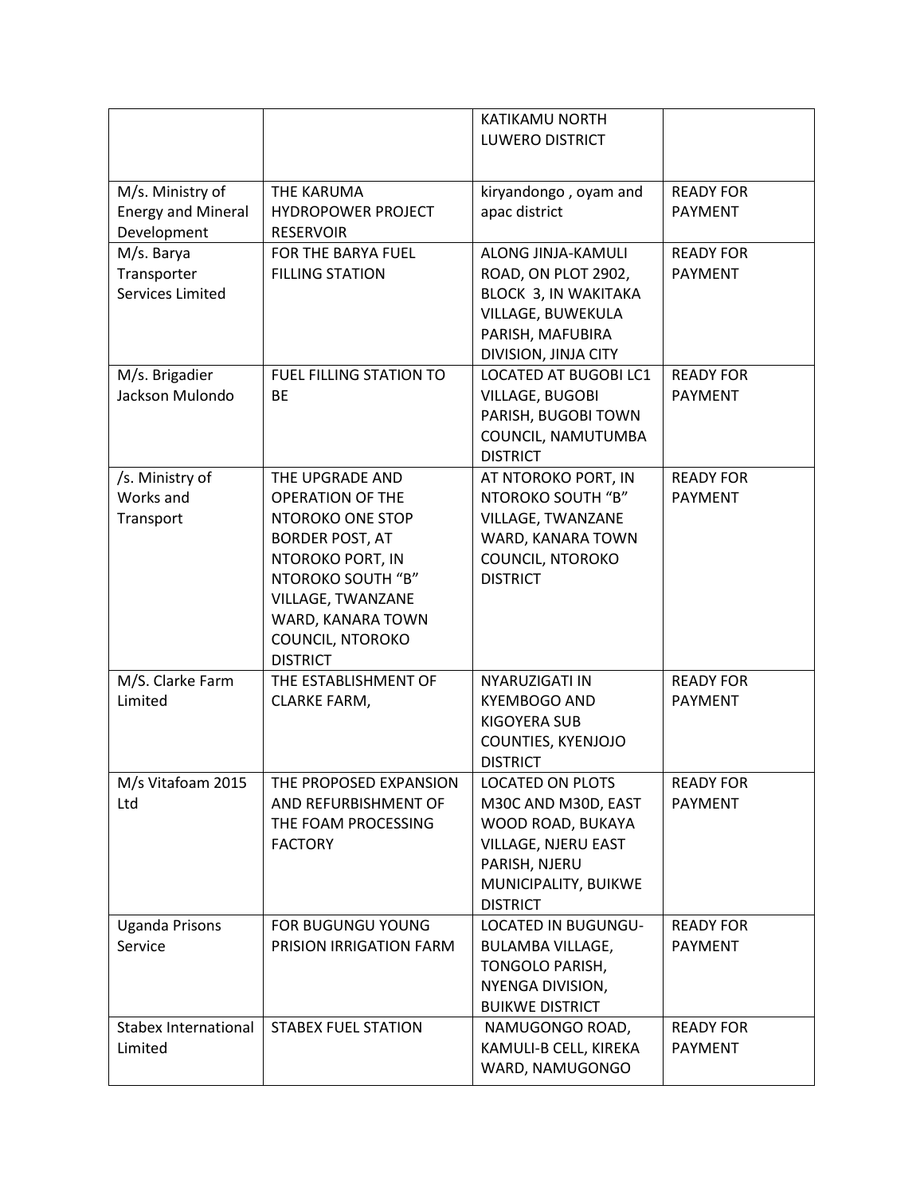| | | KATIKAMU NORTH LUWERO DISTRICT | |
|---|---|---|---|
| M/s. Ministry of Energy and Mineral Development | THE KARUMA HYDROPOWER PROJECT RESERVOIR | kiryandongo , oyam and apac district | READY FOR PAYMENT |
| M/s. Barya Transporter Services Limited | FOR THE BARYA FUEL FILLING STATION | ALONG JINJA-KAMULI ROAD, ON PLOT 2902, BLOCK 3, IN WAKITAKA VILLAGE, BUWEKULA PARISH, MAFUBIRA DIVISION, JINJA CITY | READY FOR PAYMENT |
| M/s. Brigadier Jackson Mulondo | FUEL FILLING STATION TO BE | LOCATED AT BUGOBI LC1 VILLAGE, BUGOBI PARISH, BUGOBI TOWN COUNCIL, NAMUTUMBA DISTRICT | READY FOR PAYMENT |
| /s. Ministry of Works and Transport | THE UPGRADE AND OPERATION OF THE NTOROKO ONE STOP BORDER POST, AT NTOROKO PORT, IN NTOROKO SOUTH "B" VILLAGE, TWANZANE WARD, KANARA TOWN COUNCIL, NTOROKO DISTRICT | AT NTOROKO PORT, IN NTOROKO SOUTH "B" VILLAGE, TWANZANE WARD, KANARA TOWN COUNCIL, NTOROKO DISTRICT | READY FOR PAYMENT |
| M/S. Clarke Farm Limited | THE ESTABLISHMENT OF CLARKE FARM, | NYARUZIGATI IN KYEMBOGO AND KIGOYERA SUB COUNTIES, KYENJOJO DISTRICT | READY FOR PAYMENT |
| M/s Vitafoam 2015 Ltd | THE PROPOSED EXPANSION AND REFURBISHMENT OF THE FOAM PROCESSING FACTORY | LOCATED ON PLOTS M30C AND M30D, EAST WOOD ROAD, BUKAYA VILLAGE, NJERU EAST PARISH, NJERU MUNICIPALITY, BUIKWE DISTRICT | READY FOR PAYMENT |
| Uganda Prisons Service | FOR BUGUNGU YOUNG PRISION IRRIGATION FARM | LOCATED IN BUGUNGU-BULAMBA VILLAGE, TONGOLO PARISH, NYENGA DIVISION, BUIKWE DISTRICT | READY FOR PAYMENT |
| Stabex International Limited | STABEX FUEL STATION | NAMUGONGO ROAD, KAMULI-B CELL, KIREKA WARD, NAMUGONGO | READY FOR PAYMENT |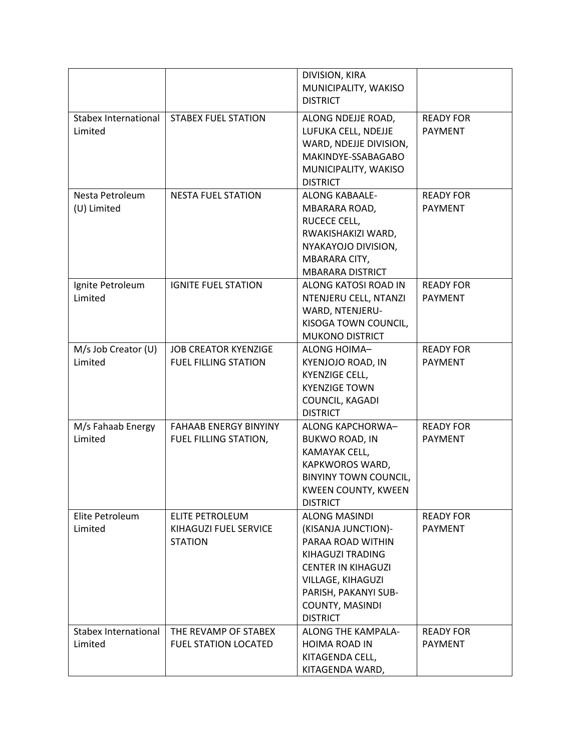| | | | |
|---|---|---|---|
| | | DIVISION, KIRA MUNICIPALITY, WAKISO DISTRICT | |
| Stabex International Limited | STABEX FUEL STATION | ALONG NDEJJE ROAD, LUFUKA CELL, NDEJJE WARD, NDEJJE DIVISION, MAKINDYE-SSABAGABO MUNICIPALITY, WAKISO DISTRICT | READY FOR PAYMENT |
| Nesta Petroleum (U) Limited | NESTA FUEL STATION | ALONG KABAALE-MBARARA ROAD, RUCECE CELL, RWAKISHAKIZI WARD, NYAKAYOJO DIVISION, MBARARA CITY, MBARARA DISTRICT | READY FOR PAYMENT |
| Ignite Petroleum Limited | IGNITE FUEL STATION | ALONG KATOSI ROAD IN NTENJERU CELL, NTANZI WARD, NTENJERU-KISOGA TOWN COUNCIL, MUKONO DISTRICT | READY FOR PAYMENT |
| M/s Job Creator (U) Limited | JOB CREATOR KYENZIGE FUEL FILLING STATION | ALONG HOIMA–KYENJOJO ROAD, IN KYENZIGE CELL, KYENZIGE TOWN COUNCIL, KAGADI DISTRICT | READY FOR PAYMENT |
| M/s Fahaab Energy Limited | FAHAAB ENERGY BINYINY FUEL FILLING STATION, | ALONG KAPCHORWA–BUKWO ROAD, IN KAMAYAK CELL, KAPKWOROS WARD, BINYINY TOWN COUNCIL, KWEEN COUNTY, KWEEN DISTRICT | READY FOR PAYMENT |
| Elite Petroleum Limited | ELITE PETROLEUM KIHAGUZI FUEL SERVICE STATION | ALONG MASINDI (KISANJA JUNCTION)-PARAA ROAD WITHIN KIHAGUZI TRADING CENTER IN KIHAGUZI VILLAGE, KIHAGUZI PARISH, PAKANYI SUB-COUNTY, MASINDI DISTRICT | READY FOR PAYMENT |
| Stabex International Limited | THE REVAMP OF STABEX FUEL STATION LOCATED | ALONG THE KAMPALA-HOIMA ROAD IN KITAGENDA CELL, KITAGENDA WARD, | READY FOR PAYMENT |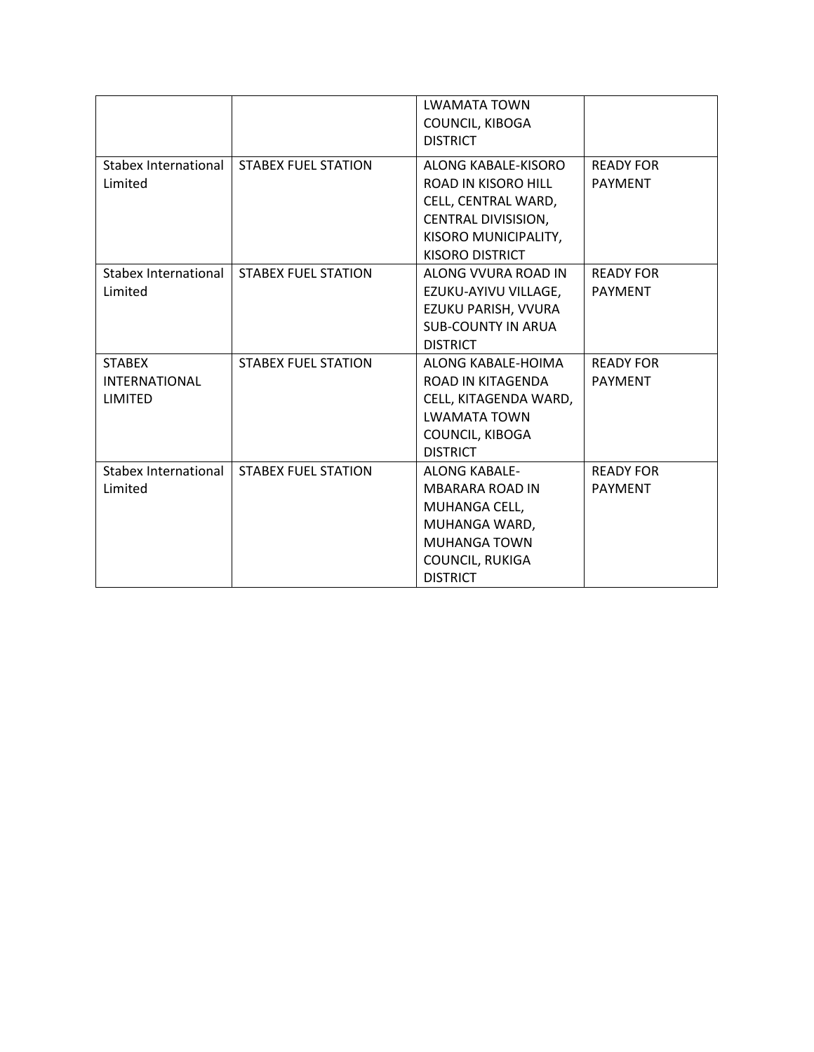| | | | |
|---|---|---|---|
| | | LWAMATA TOWN COUNCIL, KIBOGA DISTRICT | |
| Stabex International Limited | STABEX FUEL STATION | ALONG KABALE-KISORO ROAD IN KISORO HILL CELL, CENTRAL WARD, CENTRAL DIVISISION, KISORO MUNICIPALITY, KISORO DISTRICT | READY FOR PAYMENT |
| Stabex International Limited | STABEX FUEL STATION | ALONG VVURA ROAD IN EZUKU-AYIVU VILLAGE, EZUKU PARISH, VVURA SUB-COUNTY IN ARUA DISTRICT | READY FOR PAYMENT |
| STABEX INTERNATIONAL LIMITED | STABEX FUEL STATION | ALONG KABALE-HOIMA ROAD IN KITAGENDA CELL, KITAGENDA WARD, LWAMATA TOWN COUNCIL, KIBOGA DISTRICT | READY FOR PAYMENT |
| Stabex International Limited | STABEX FUEL STATION | ALONG KABALE-MBARARA ROAD IN MUHANGA CELL, MUHANGA WARD, MUHANGA TOWN COUNCIL, RUKIGA DISTRICT | READY FOR PAYMENT |